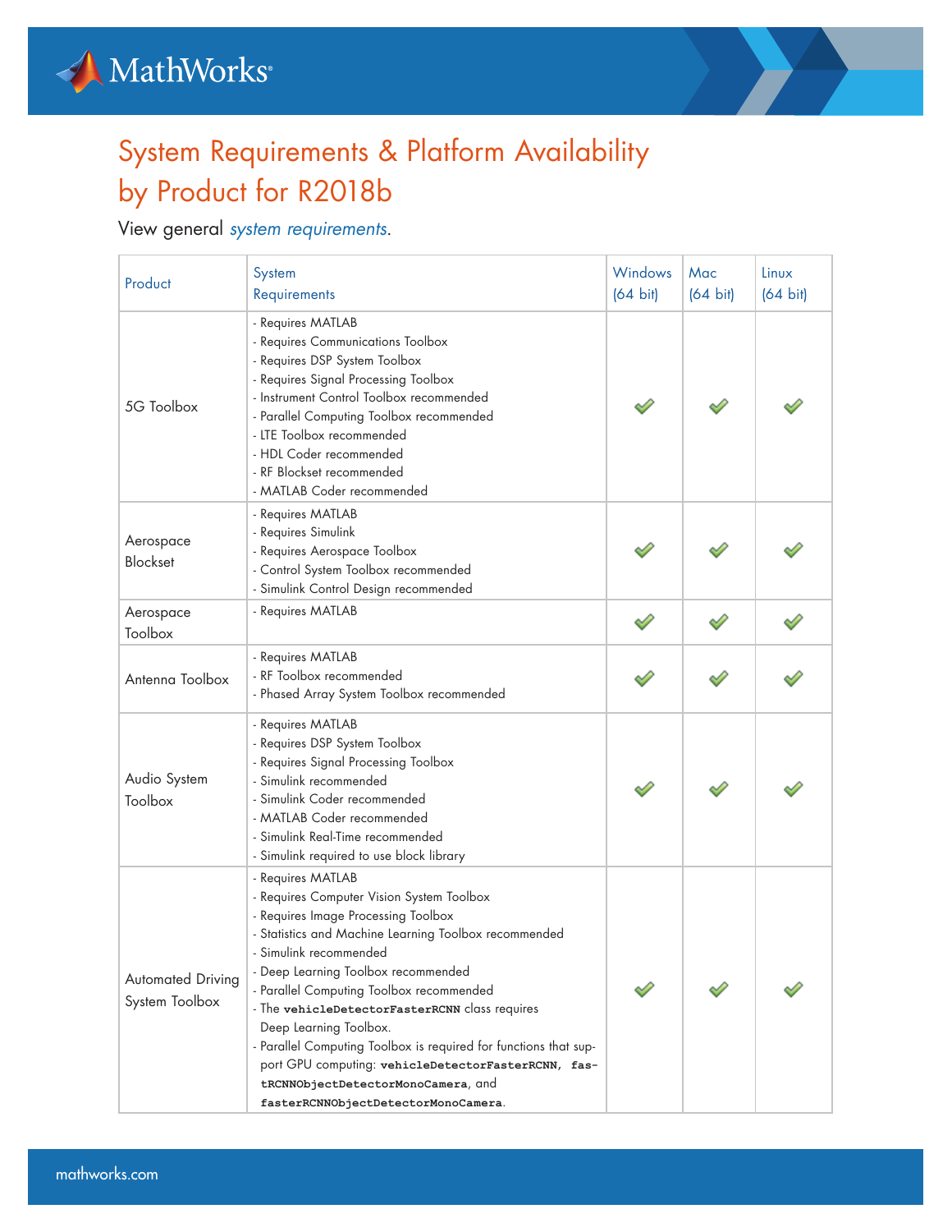# System Requirements & Platform Availability by Product for R2018b

View general *system requirements*.

| Product | System Requirements | Windows (64 bit) | Mac (64 bit) | Linux (64 bit) |
|---|---|---|---|---|
| 5G Toolbox | - Requires MATLAB<br>- Requires Communications Toolbox<br>- Requires DSP System Toolbox<br>- Requires Signal Processing Toolbox<br>- Instrument Control Toolbox recommended<br>- Parallel Computing Toolbox recommended<br>- LTE Toolbox recommended<br>- HDL Coder recommended<br>- RF Blockset recommended<br>- MATLAB Coder recommended | ✓ | ✓ | ✓ |
| Aerospace Blockset | - Requires MATLAB<br>- Requires Simulink<br>- Requires Aerospace Toolbox<br>- Control System Toolbox recommended<br>- Simulink Control Design recommended | ✓ | ✓ | ✓ |
| Aerospace Toolbox | - Requires MATLAB | ✓ | ✓ | ✓ |
| Antenna Toolbox | - Requires MATLAB<br>- RF Toolbox recommended<br>- Phased Array System Toolbox recommended | ✓ | ✓ | ✓ |
| Audio System Toolbox | - Requires MATLAB<br>- Requires DSP System Toolbox<br>- Requires Signal Processing Toolbox<br>- Simulink recommended<br>- Simulink Coder recommended<br>- MATLAB Coder recommended<br>- Simulink Real-Time recommended<br>- Simulink required to use block library | ✓ | ✓ | ✓ |
| Automated Driving System Toolbox | - Requires MATLAB<br>- Requires Computer Vision System Toolbox<br>- Requires Image Processing Toolbox<br>- Statistics and Machine Learning Toolbox recommended<br>- Simulink recommended<br>- Deep Learning Toolbox recommended<br>- Parallel Computing Toolbox recommended<br>- The `vehicleDetectorFasterRCNN` class requires Deep Learning Toolbox.<br>- Parallel Computing Toolbox is required for functions that support GPU computing: `vehicleDetectorFasterRCNN`, `fastRCNNObjectDetectorMonoCamera`, and `fasterRCNNObjectDetectorMonoCamera`. | ✓ | ✓ | ✓ |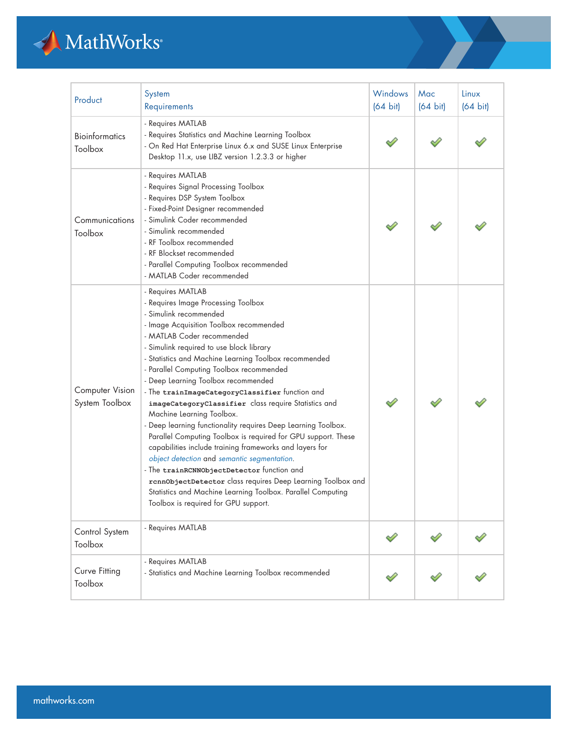| Product | System Requirements | Windows (64 bit) | Mac (64 bit) | Linux (64 bit) |
|---|---|---|---|---|
| Bioinformatics Toolbox | - Requires MATLAB<br>- Requires Statistics and Machine Learning Toolbox<br>- On Red Hat Enterprise Linux 6.x and SUSE Linux Enterprise Desktop 11.x, use LIBZ version 1.2.3.3 or higher | ✔ | ✔ | ✔ |
| Communications Toolbox | - Requires MATLAB<br>- Requires Signal Processing Toolbox<br>- Requires DSP System Toolbox<br>- Fixed-Point Designer recommended<br>- Simulink Coder recommended<br>- Simulink recommended<br>- RF Toolbox recommended<br>- RF Blockset recommended<br>- Parallel Computing Toolbox recommended<br>- MATLAB Coder recommended | ✔ | ✔ | ✔ |
| Computer Vision System Toolbox | - Requires MATLAB<br>- Requires Image Processing Toolbox<br>- Simulink recommended<br>- Image Acquisition Toolbox recommended<br>- MATLAB Coder recommended<br>- Simulink required to use block library<br>- Statistics and Machine Learning Toolbox recommended<br>- Parallel Computing Toolbox recommended<br>- Deep Learning Toolbox recommended<br>- The `trainImageCategoryClassifier` function and `imageCategoryClassifier` class require Statistics and Machine Learning Toolbox.<br>- Deep learning functionality requires Deep Learning Toolbox. Parallel Computing Toolbox is required for GPU support. These capabilities include training frameworks and layers for *object detection* and *semantic segmentation*.<br>- The `trainRCNNObjectDetector` function and `rcnnObjectDetector` class requires Deep Learning Toolbox and Statistics and Machine Learning Toolbox. Parallel Computing Toolbox is required for GPU support. | ✔ | ✔ | ✔ |
| Control System Toolbox | - Requires MATLAB | ✔ | ✔ | ✔ |
| Curve Fitting Toolbox | - Requires MATLAB<br>- Statistics and Machine Learning Toolbox recommended | ✔ | ✔ | ✔ |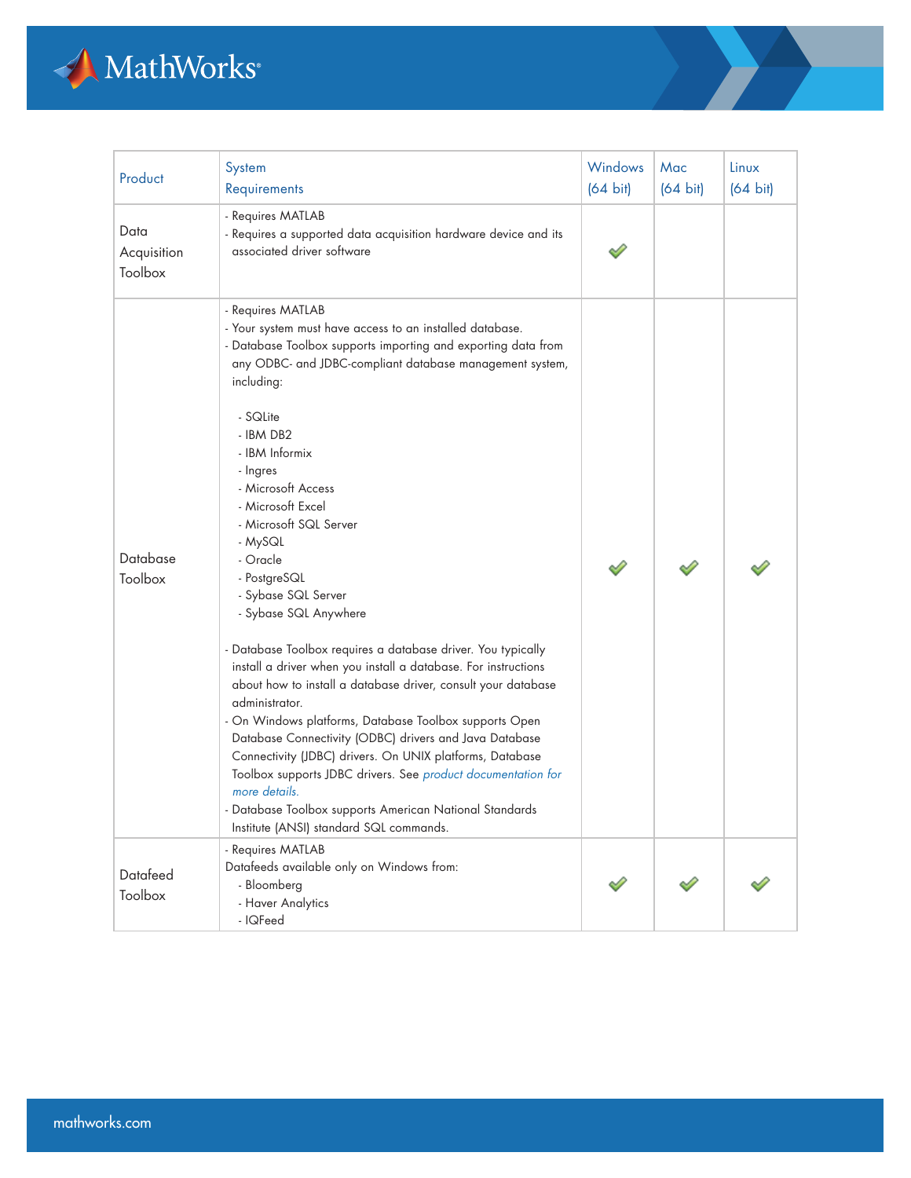| Product | System Requirements | Windows (64 bit) | Mac (64 bit) | Linux (64 bit) |
| --- | --- | --- | --- | --- |
| Data Acquisition Toolbox | - Requires MATLAB<br>- Requires a supported data acquisition hardware device and its associated driver software | ✓ | | |
| Database Toolbox | - Requires MATLAB<br>- Your system must have access to an installed database.<br>- Database Toolbox supports importing and exporting data from any ODBC- and JDBC-compliant database management system, including:<br><br>- SQLite<br>- IBM DB2<br>- IBM Informix<br>- Ingres<br>- Microsoft Access<br>- Microsoft Excel<br>- Microsoft SQL Server<br>- MySQL<br>- Oracle<br>- PostgreSQL<br>- Sybase SQL Server<br>- Sybase SQL Anywhere<br><br>- Database Toolbox requires a database driver. You typically install a driver when you install a database. For instructions about how to install a database driver, consult your database administrator.<br>- On Windows platforms, Database Toolbox supports Open Database Connectivity (ODBC) drivers and Java Database Connectivity (JDBC) drivers. On UNIX platforms, Database Toolbox supports JDBC drivers. See *product documentation for more details.*<br>- Database Toolbox supports American National Standards Institute (ANSI) standard SQL commands. | ✓ | ✓ | ✓ |
| Datafeed Toolbox | - Requires MATLAB<br>Datafeeds available only on Windows from:<br>- Bloomberg<br>- Haver Analytics<br>- IQFeed | ✓ | ✓ | ✓ |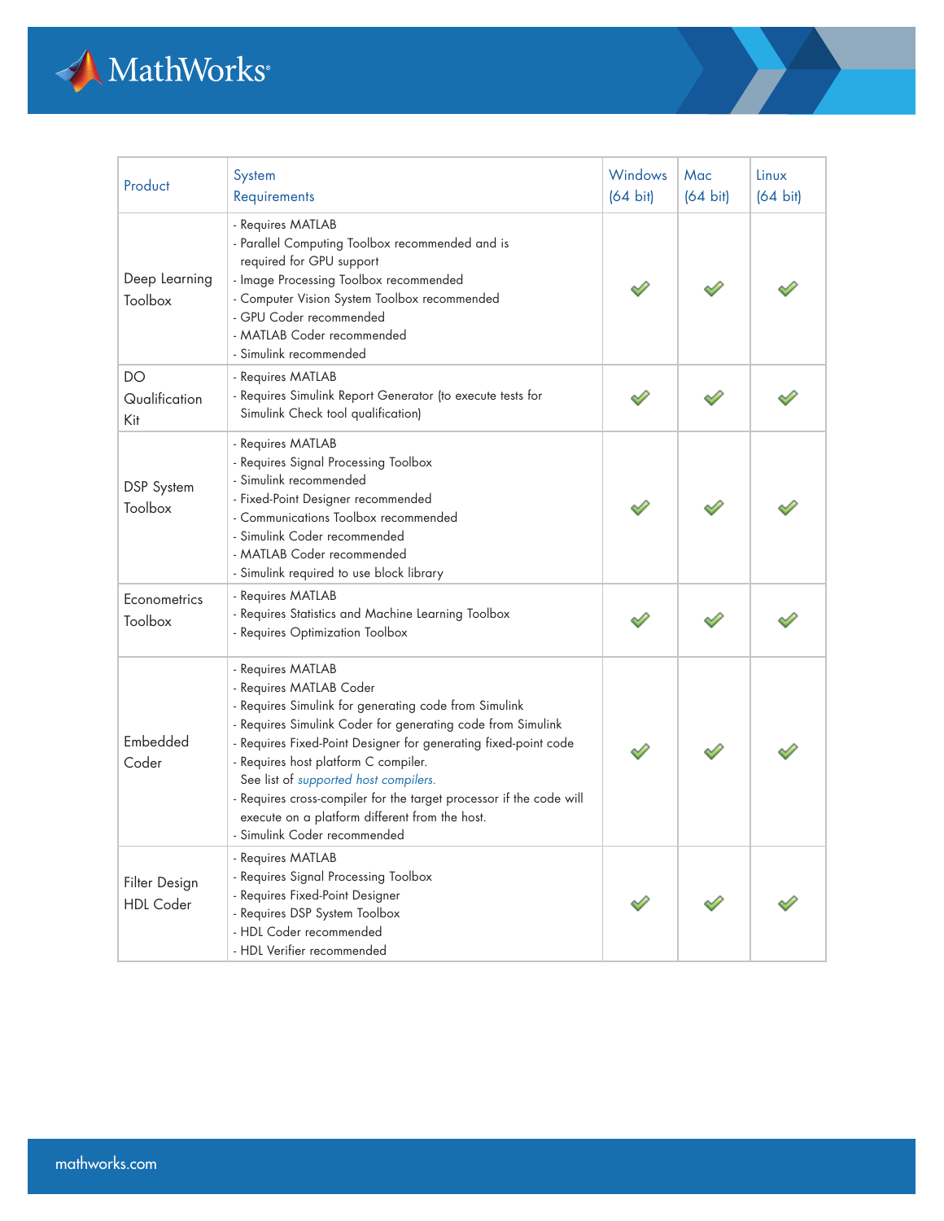| Product | System Requirements | Windows (64 bit) | Mac (64 bit) | Linux (64 bit) |
|---|---|---|---|---|
| Deep Learning Toolbox | - Requires MATLAB<br>- Parallel Computing Toolbox recommended and is required for GPU support<br>- Image Processing Toolbox recommended<br>- Computer Vision System Toolbox recommended<br>- GPU Coder recommended<br>- MATLAB Coder recommended<br>- Simulink recommended | ✔ | ✔ | ✔ |
| DO Qualification Kit | - Requires MATLAB<br>- Requires Simulink Report Generator (to execute tests for Simulink Check tool qualification) | ✔ | ✔ | ✔ |
| DSP System Toolbox | - Requires MATLAB<br>- Requires Signal Processing Toolbox<br>- Simulink recommended<br>- Fixed-Point Designer recommended<br>- Communications Toolbox recommended<br>- Simulink Coder recommended<br>- MATLAB Coder recommended<br>- Simulink required to use block library | ✔ | ✔ | ✔ |
| Econometrics Toolbox | - Requires MATLAB<br>- Requires Statistics and Machine Learning Toolbox<br>- Requires Optimization Toolbox | ✔ | ✔ | ✔ |
| Embedded Coder | - Requires MATLAB<br>- Requires MATLAB Coder<br>- Requires Simulink for generating code from Simulink<br>- Requires Simulink Coder for generating code from Simulink<br>- Requires Fixed-Point Designer for generating fixed-point code<br>- Requires host platform C compiler. See list of *supported host compilers.*<br>- Requires cross-compiler for the target processor if the code will execute on a platform different from the host.<br>- Simulink Coder recommended | ✔ | ✔ | ✔ |
| Filter Design HDL Coder | - Requires MATLAB<br>- Requires Signal Processing Toolbox<br>- Requires Fixed-Point Designer<br>- Requires DSP System Toolbox<br>- HDL Coder recommended<br>- HDL Verifier recommended | ✔ | ✔ | ✔ |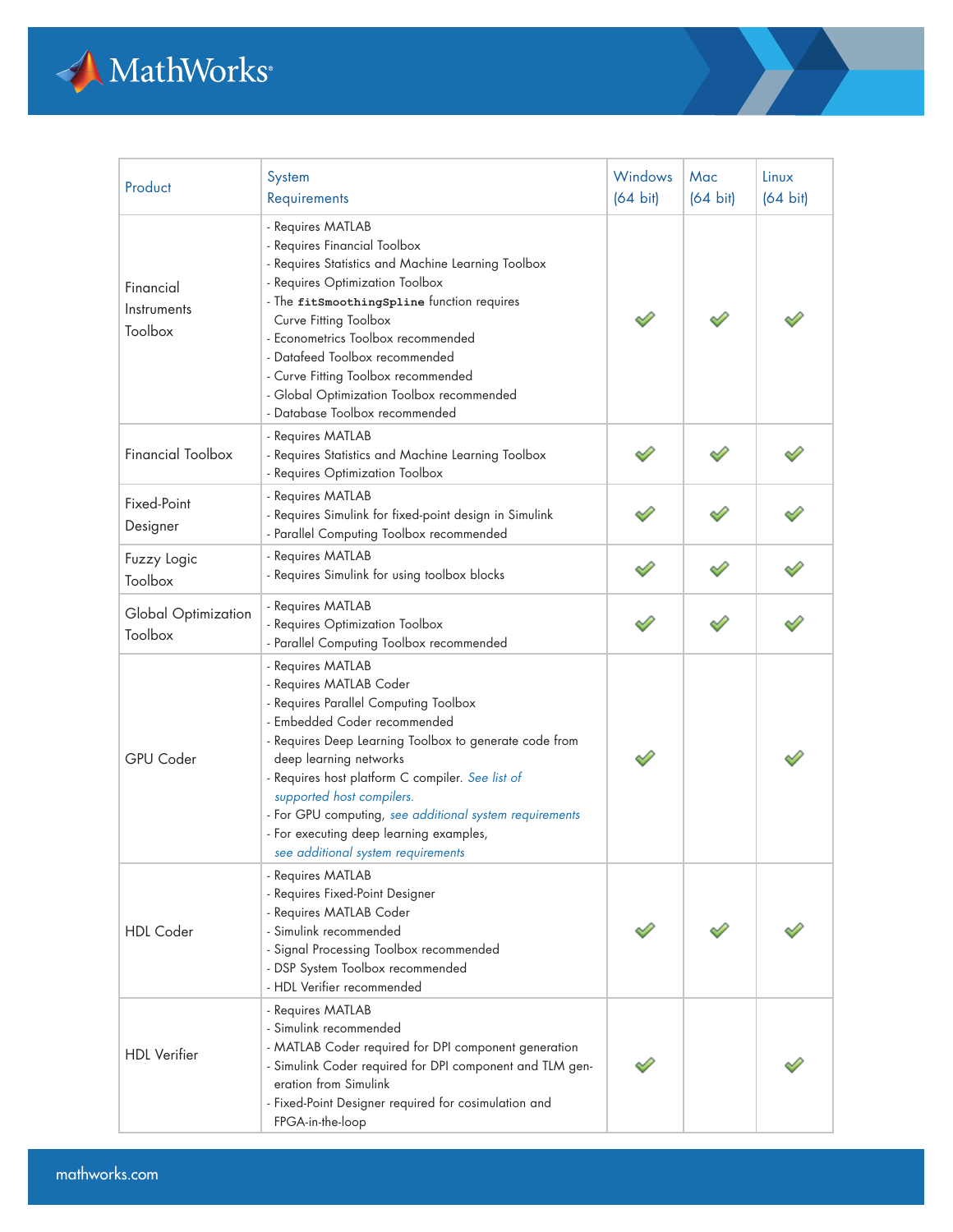| Product | System Requirements | Windows (64 bit) | Mac (64 bit) | Linux (64 bit) |
|---|---|---|---|---|
| Financial Instruments Toolbox | - Requires MATLAB<br>- Requires Financial Toolbox<br>- Requires Statistics and Machine Learning Toolbox<br>- Requires Optimization Toolbox<br>- The `fitSmoothingSpline` function requires Curve Fitting Toolbox<br>- Econometrics Toolbox recommended<br>- Datafeed Toolbox recommended<br>- Curve Fitting Toolbox recommended<br>- Global Optimization Toolbox recommended<br>- Database Toolbox recommended | ✔ | ✔ | ✔ |
| Financial Toolbox | - Requires MATLAB<br>- Requires Statistics and Machine Learning Toolbox<br>- Requires Optimization Toolbox | ✔ | ✔ | ✔ |
| Fixed-Point Designer | - Requires MATLAB<br>- Requires Simulink for fixed-point design in Simulink<br>- Parallel Computing Toolbox recommended | ✔ | ✔ | ✔ |
| Fuzzy Logic Toolbox | - Requires MATLAB<br>- Requires Simulink for using toolbox blocks | ✔ | ✔ | ✔ |
| Global Optimization Toolbox | - Requires MATLAB<br>- Requires Optimization Toolbox<br>- Parallel Computing Toolbox recommended | ✔ | ✔ | ✔ |
| GPU Coder | - Requires MATLAB<br>- Requires MATLAB Coder<br>- Requires Parallel Computing Toolbox<br>- Embedded Coder recommended<br>- Requires Deep Learning Toolbox to generate code from deep learning networks<br>- Requires host platform C compiler. *See list of supported host compilers.*<br>- For GPU computing, *see additional system requirements*<br>- For executing deep learning examples, *see additional system requirements* | ✔ | | ✔ |
| HDL Coder | - Requires MATLAB<br>- Requires Fixed-Point Designer<br>- Requires MATLAB Coder<br>- Simulink recommended<br>- Signal Processing Toolbox recommended<br>- DSP System Toolbox recommended<br>- HDL Verifier recommended | ✔ | ✔ | ✔ |
| HDL Verifier | - Requires MATLAB<br>- Simulink recommended<br>- MATLAB Coder required for DPI component generation<br>- Simulink Coder required for DPI component and TLM generation from Simulink<br>- Fixed-Point Designer required for cosimulation and FPGA-in-the-loop | ✔ | | ✔ |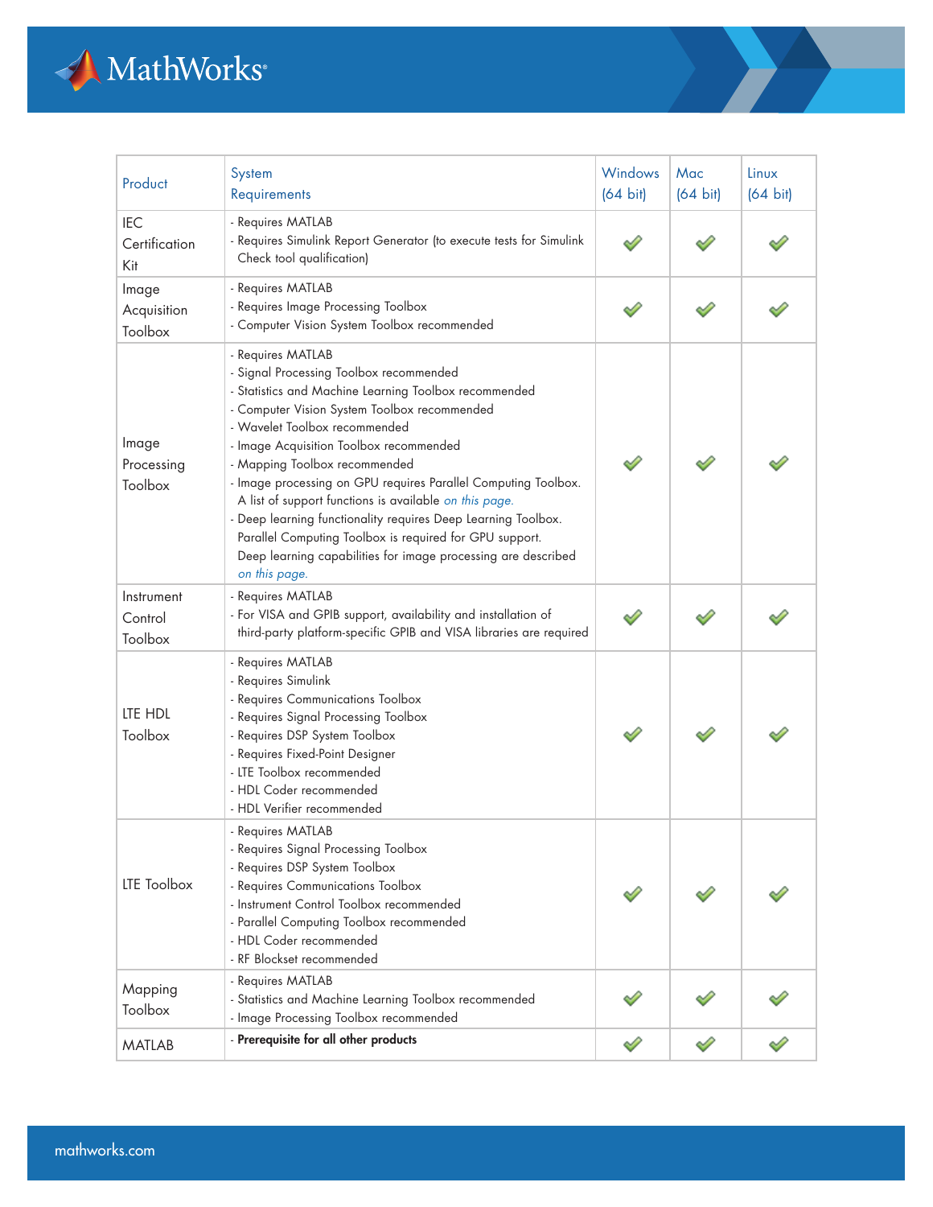| Product | System Requirements | Windows (64 bit) | Mac (64 bit) | Linux (64 bit) |
|---|---|---|---|---|
| IEC Certification Kit | - Requires MATLAB<br>- Requires Simulink Report Generator (to execute tests for Simulink Check tool qualification) | ✔ | ✔ | ✔ |
| Image Acquisition Toolbox | - Requires MATLAB<br>- Requires Image Processing Toolbox<br>- Computer Vision System Toolbox recommended | ✔ | ✔ | ✔ |
| Image Processing Toolbox | - Requires MATLAB<br>- Signal Processing Toolbox recommended<br>- Statistics and Machine Learning Toolbox recommended<br>- Computer Vision System Toolbox recommended<br>- Wavelet Toolbox recommended<br>- Image Acquisition Toolbox recommended<br>- Mapping Toolbox recommended<br>- Image processing on GPU requires Parallel Computing Toolbox. A list of support functions is available *on this page.*<br>- Deep learning functionality requires Deep Learning Toolbox. Parallel Computing Toolbox is required for GPU support. Deep learning capabilities for image processing are described *on this page.* | ✔ | ✔ | ✔ |
| Instrument Control Toolbox | - Requires MATLAB<br>- For VISA and GPIB support, availability and installation of third-party platform-specific GPIB and VISA libraries are required | ✔ | ✔ | ✔ |
| LTE HDL Toolbox | - Requires MATLAB<br>- Requires Simulink<br>- Requires Communications Toolbox<br>- Requires Signal Processing Toolbox<br>- Requires DSP System Toolbox<br>- Requires Fixed-Point Designer<br>- LTE Toolbox recommended<br>- HDL Coder recommended<br>- HDL Verifier recommended | ✔ | ✔ | ✔ |
| LTE Toolbox | - Requires MATLAB<br>- Requires Signal Processing Toolbox<br>- Requires DSP System Toolbox<br>- Requires Communications Toolbox<br>- Instrument Control Toolbox recommended<br>- Parallel Computing Toolbox recommended<br>- HDL Coder recommended<br>- RF Blockset recommended | ✔ | ✔ | ✔ |
| Mapping Toolbox | - Requires MATLAB<br>- Statistics and Machine Learning Toolbox recommended<br>- Image Processing Toolbox recommended | ✔ | ✔ | ✔ |
| MATLAB | - **Prerequisite for all other products** | ✔ | ✔ | ✔ |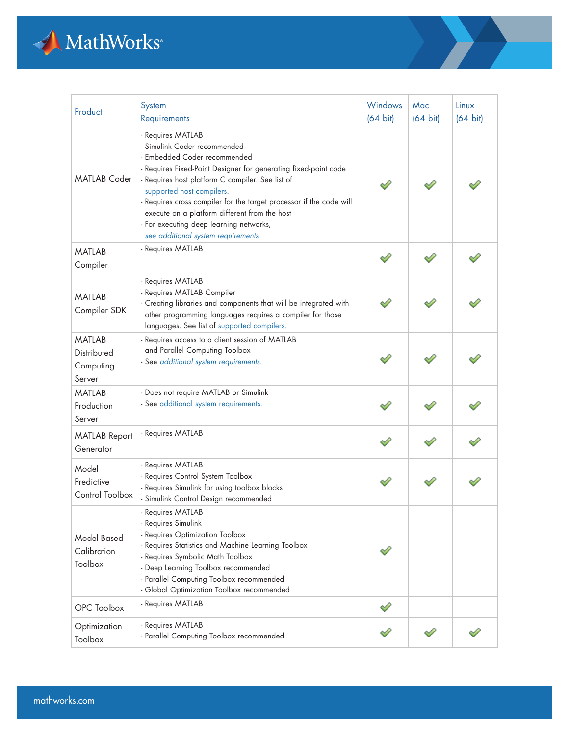| Product | System Requirements | Windows (64 bit) | Mac (64 bit) | Linux (64 bit) |
|---|---|---|---|---|
| MATLAB Coder | - Requires MATLAB<br>- Simulink Coder recommended<br>- Embedded Coder recommended<br>- Requires Fixed-Point Designer for generating fixed-point code<br>- Requires host platform C compiler. See list of supported host compilers.<br>- Requires cross compiler for the target processor if the code will execute on a platform different from the host<br>- For executing deep learning networks, *see additional system requirements* | ✓ | ✓ | ✓ |
| MATLAB Compiler | - Requires MATLAB | ✓ | ✓ | ✓ |
| MATLAB Compiler SDK | - Requires MATLAB<br>- Requires MATLAB Compiler<br>- Creating libraries and components that will be integrated with other programming languages requires a compiler for those languages. See list of supported compilers. | ✓ | ✓ | ✓ |
| MATLAB Distributed Computing Server | - Requires access to a client session of MATLAB and Parallel Computing Toolbox<br>- See *additional system requirements.* | ✓ | ✓ | ✓ |
| MATLAB Production Server | - Does not require MATLAB or Simulink<br>- See additional system requirements. | ✓ | ✓ | ✓ |
| MATLAB Report Generator | - Requires MATLAB | ✓ | ✓ | ✓ |
| Model Predictive Control Toolbox | - Requires MATLAB<br>- Requires Control System Toolbox<br>- Requires Simulink for using toolbox blocks<br>- Simulink Control Design recommended | ✓ | ✓ | ✓ |
| Model-Based Calibration Toolbox | - Requires MATLAB<br>- Requires Simulink<br>- Requires Optimization Toolbox<br>- Requires Statistics and Machine Learning Toolbox<br>- Requires Symbolic Math Toolbox<br>- Deep Learning Toolbox recommended<br>- Parallel Computing Toolbox recommended<br>- Global Optimization Toolbox recommended | ✓ | | |
| OPC Toolbox | - Requires MATLAB | ✓ | | |
| Optimization Toolbox | - Requires MATLAB<br>- Parallel Computing Toolbox recommended | ✓ | ✓ | ✓ |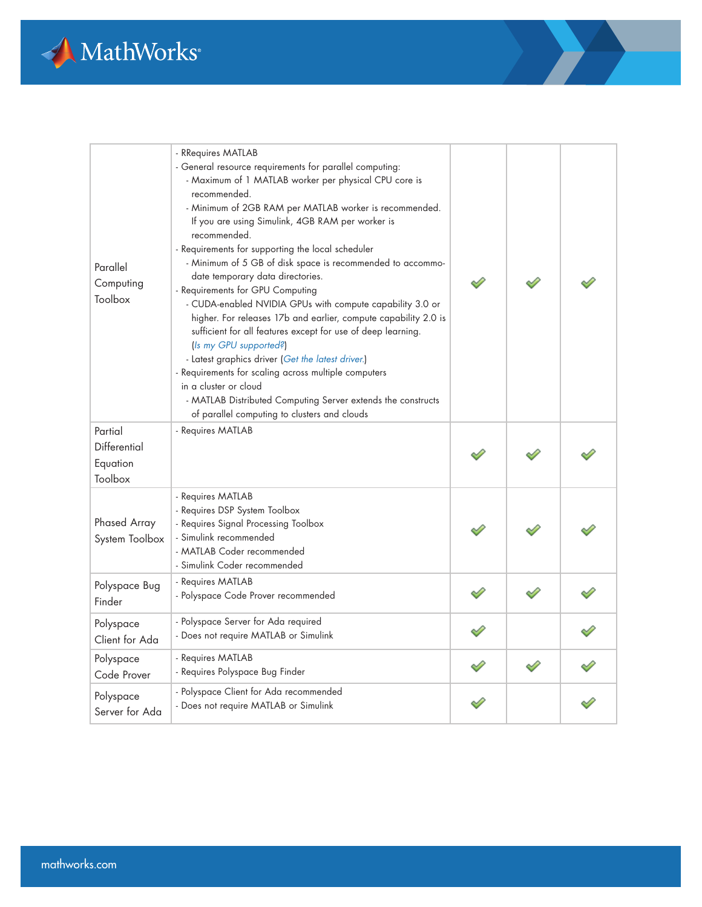| | | | | |
|---|---|---|---|---|
| Parallel Computing Toolbox | - RRequires MATLAB<br>- General resource requirements for parallel computing:<br>- Maximum of 1 MATLAB worker per physical CPU core is recommended.<br>- Minimum of 2GB RAM per MATLAB worker is recommended. If you are using Simulink, 4GB RAM per worker is recommended.<br>- Requirements for supporting the local scheduler<br>- Minimum of 5 GB of disk space is recommended to accommodate temporary data directories.<br>- Requirements for GPU Computing<br>- CUDA-enabled NVIDIA GPUs with compute capability 3.0 or higher. For releases 17b and earlier, compute capability 2.0 is sufficient for all features except for use of deep learning. (*Is my GPU supported?*)<br>- Latest graphics driver (*Get the latest driver.*)<br>- Requirements for scaling across multiple computers in a cluster or cloud<br>- MATLAB Distributed Computing Server extends the constructs of parallel computing to clusters and clouds | ✓ | ✓ | ✓ |
| Partial Differential Equation Toolbox | - Requires MATLAB | ✓ | ✓ | ✓ |
| Phased Array System Toolbox | - Requires MATLAB<br>- Requires DSP System Toolbox<br>- Requires Signal Processing Toolbox<br>- Simulink recommended<br>- MATLAB Coder recommended<br>- Simulink Coder recommended | ✓ | ✓ | ✓ |
| Polyspace Bug Finder | - Requires MATLAB<br>- Polyspace Code Prover recommended | ✓ | ✓ | ✓ |
| Polyspace Client for Ada | - Polyspace Server for Ada required<br>- Does not require MATLAB or Simulink | ✓ | | ✓ |
| Polyspace Code Prover | - Requires MATLAB<br>- Requires Polyspace Bug Finder | ✓ | ✓ | ✓ |
| Polyspace Server for Ada | - Polyspace Client for Ada recommended<br>- Does not require MATLAB or Simulink | ✓ | | ✓ |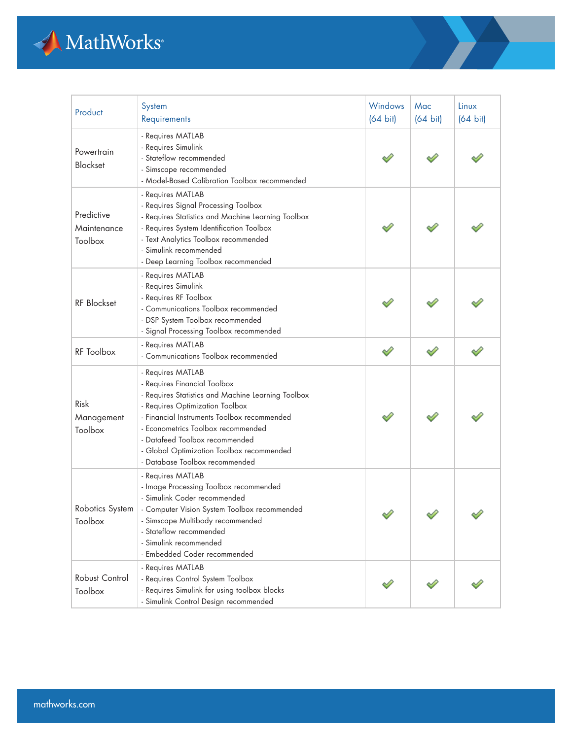| Product | System Requirements | Windows (64 bit) | Mac (64 bit) | Linux (64 bit) |
|---|---|---|---|---|
| Powertrain Blockset | - Requires MATLAB<br>- Requires Simulink<br>- Stateflow recommended<br>- Simscape recommended<br>- Model-Based Calibration Toolbox recommended | ✓ | ✓ | ✓ |
| Predictive Maintenance Toolbox | - Requires MATLAB<br>- Requires Signal Processing Toolbox<br>- Requires Statistics and Machine Learning Toolbox<br>- Requires System Identification Toolbox<br>- Text Analytics Toolbox recommended<br>- Simulink recommended<br>- Deep Learning Toolbox recommended | ✓ | ✓ | ✓ |
| RF Blockset | - Requires MATLAB<br>- Requires Simulink<br>- Requires RF Toolbox<br>- Communications Toolbox recommended<br>- DSP System Toolbox recommended<br>- Signal Processing Toolbox recommended | ✓ | ✓ | ✓ |
| RF Toolbox | - Requires MATLAB<br>- Communications Toolbox recommended | ✓ | ✓ | ✓ |
| Risk Management Toolbox | - Requires MATLAB<br>- Requires Financial Toolbox<br>- Requires Statistics and Machine Learning Toolbox<br>- Requires Optimization Toolbox<br>- Financial Instruments Toolbox recommended<br>- Econometrics Toolbox recommended<br>- Datafeed Toolbox recommended<br>- Global Optimization Toolbox recommended<br>- Database Toolbox recommended | ✓ | ✓ | ✓ |
| Robotics System Toolbox | - Requires MATLAB<br>- Image Processing Toolbox recommended<br>- Simulink Coder recommended<br>- Computer Vision System Toolbox recommended<br>- Simscape Multibody recommended<br>- Stateflow recommended<br>- Simulink recommended<br>- Embedded Coder recommended | ✓ | ✓ | ✓ |
| Robust Control Toolbox | - Requires MATLAB<br>- Requires Control System Toolbox<br>- Requires Simulink for using toolbox blocks<br>- Simulink Control Design recommended | ✓ | ✓ | ✓ |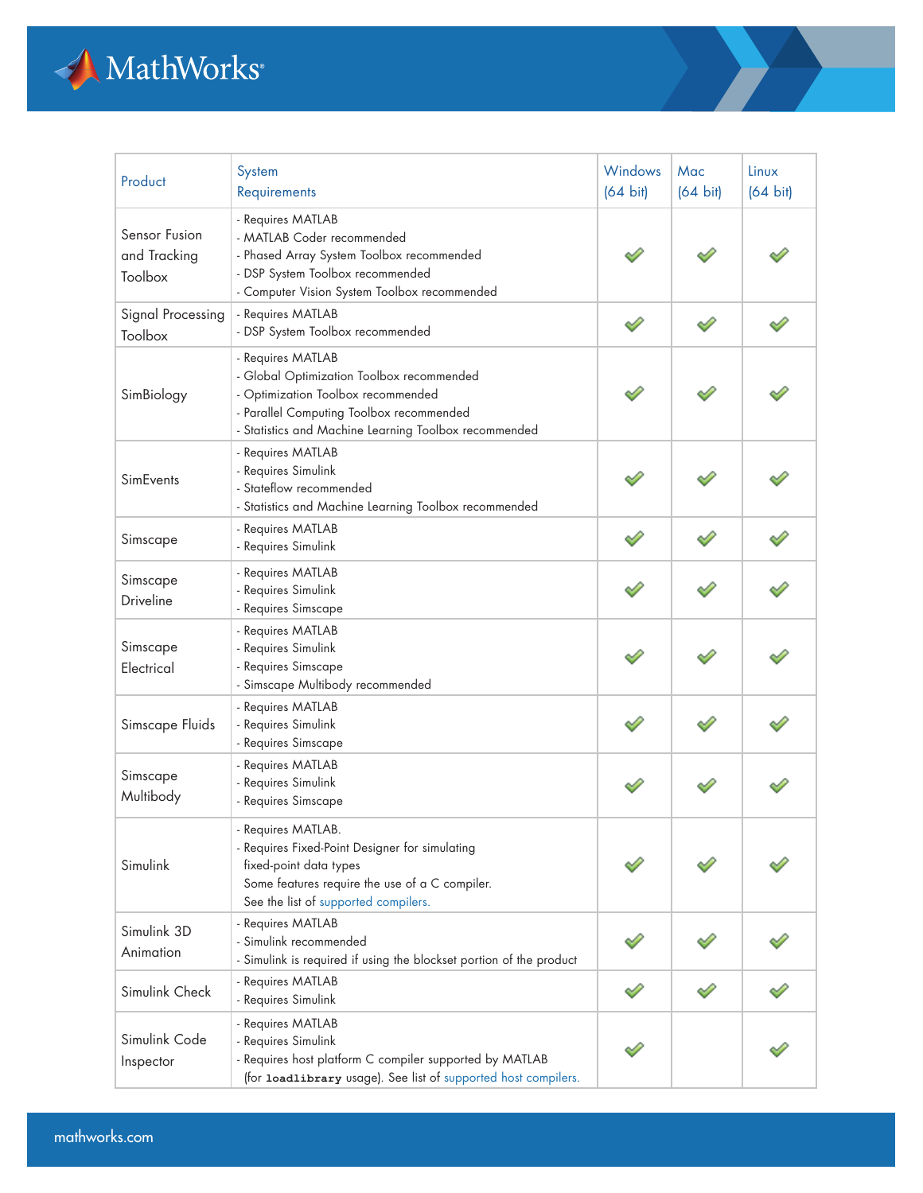| Product | System Requirements | Windows (64 bit) | Mac (64 bit) | Linux (64 bit) |
|---|---|---|---|---|
| Sensor Fusion and Tracking Toolbox | - Requires MATLAB<br>- MATLAB Coder recommended<br>- Phased Array System Toolbox recommended<br>- DSP System Toolbox recommended<br>- Computer Vision System Toolbox recommended | ✓ | ✓ | ✓ |
| Signal Processing Toolbox | - Requires MATLAB<br>- DSP System Toolbox recommended | ✓ | ✓ | ✓ |
| SimBiology | - Requires MATLAB<br>- Global Optimization Toolbox recommended<br>- Optimization Toolbox recommended<br>- Parallel Computing Toolbox recommended<br>- Statistics and Machine Learning Toolbox recommended | ✓ | ✓ | ✓ |
| SimEvents | - Requires MATLAB<br>- Requires Simulink<br>- Stateflow recommended<br>- Statistics and Machine Learning Toolbox recommended | ✓ | ✓ | ✓ |
| Simscape | - Requires MATLAB<br>- Requires Simulink | ✓ | ✓ | ✓ |
| Simscape Driveline | - Requires MATLAB<br>- Requires Simulink<br>- Requires Simscape | ✓ | ✓ | ✓ |
| Simscape Electrical | - Requires MATLAB<br>- Requires Simulink<br>- Requires Simscape<br>- Simscape Multibody recommended | ✓ | ✓ | ✓ |
| Simscape Fluids | - Requires MATLAB<br>- Requires Simulink<br>- Requires Simscape | ✓ | ✓ | ✓ |
| Simscape Multibody | - Requires MATLAB<br>- Requires Simulink<br>- Requires Simscape | ✓ | ✓ | ✓ |
| Simulink | - Requires MATLAB.<br>- Requires Fixed-Point Designer for simulating fixed-point data types<br>Some features require the use of a C compiler.<br>See the list of supported compilers. | ✓ | ✓ | ✓ |
| Simulink 3D Animation | - Requires MATLAB<br>- Simulink recommended<br>- Simulink is required if using the blockset portion of the product | ✓ | ✓ | ✓ |
| Simulink Check | - Requires MATLAB<br>- Requires Simulink | ✓ | ✓ | ✓ |
| Simulink Code Inspector | - Requires MATLAB<br>- Requires Simulink<br>- Requires host platform C compiler supported by MATLAB (for `loadlibrary` usage). See list of supported host compilers. | ✓ | | ✓ |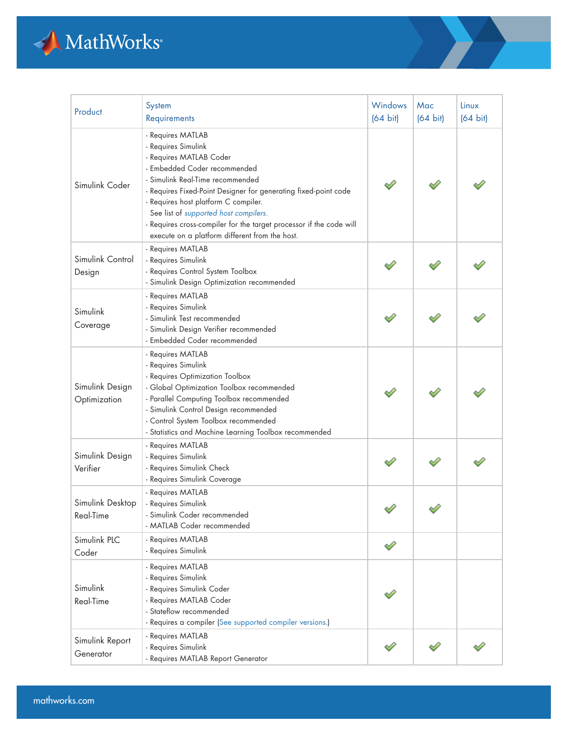| Product | System Requirements | Windows (64 bit) | Mac (64 bit) | Linux (64 bit) |
|---|---|---|---|---|
| Simulink Coder | - Requires MATLAB<br>- Requires Simulink<br>- Requires MATLAB Coder<br>- Embedded Coder recommended<br>- Simulink Real-Time recommended<br>- Requires Fixed-Point Designer for generating fixed-point code<br>- Requires host platform C compiler. See list of supported host compilers.<br>- Requires cross-compiler for the target processor if the code will execute on a platform different from the host. | ✔ | ✔ | ✔ |
| Simulink Control Design | - Requires MATLAB<br>- Requires Simulink<br>- Requires Control System Toolbox<br>- Simulink Design Optimization recommended | ✔ | ✔ | ✔ |
| Simulink Coverage | - Requires MATLAB<br>- Requires Simulink<br>- Simulink Test recommended<br>- Simulink Design Verifier recommended<br>- Embedded Coder recommended | ✔ | ✔ | ✔ |
| Simulink Design Optimization | - Requires MATLAB<br>- Requires Simulink<br>- Requires Optimization Toolbox<br>- Global Optimization Toolbox recommended<br>- Parallel Computing Toolbox recommended<br>- Simulink Control Design recommended<br>- Control System Toolbox recommended<br>- Statistics and Machine Learning Toolbox recommended | ✔ | ✔ | ✔ |
| Simulink Design Verifier | - Requires MATLAB<br>- Requires Simulink<br>- Requires Simulink Check<br>- Requires Simulink Coverage | ✔ | ✔ | ✔ |
| Simulink Desktop Real-Time | - Requires MATLAB<br>- Requires Simulink<br>- Simulink Coder recommended<br>- MATLAB Coder recommended | ✔ | ✔ | |
| Simulink PLC Coder | - Requires MATLAB<br>- Requires Simulink | ✔ | | |
| Simulink Real-Time | - Requires MATLAB<br>- Requires Simulink<br>- Requires Simulink Coder<br>- Requires MATLAB Coder<br>- Stateflow recommended<br>- Requires a compiler (See supported compiler versions.) | ✔ | | |
| Simulink Report Generator | - Requires MATLAB<br>- Requires Simulink<br>- Requires MATLAB Report Generator | ✔ | ✔ | ✔ |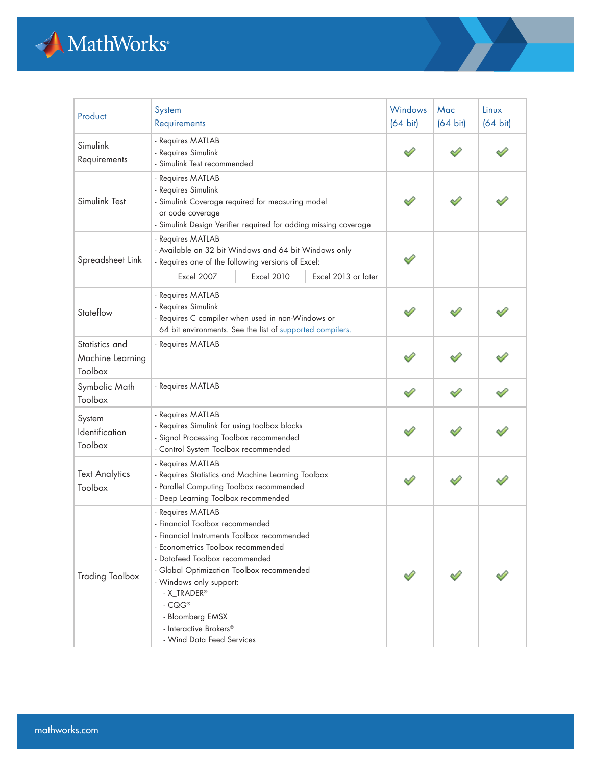| Product | System Requirements | Windows (64 bit) | Mac (64 bit) | Linux (64 bit) |
|---|---|---|---|---|
| Simulink Requirements | - Requires MATLAB<br>- Requires Simulink<br>- Simulink Test recommended | ✓ | ✓ | ✓ |
| Simulink Test | - Requires MATLAB<br>- Requires Simulink<br>- Simulink Coverage required for measuring model or code coverage<br>- Simulink Design Verifier required for adding missing coverage | ✓ | ✓ | ✓ |
| Spreadsheet Link | - Requires MATLAB<br>- Available on 32 bit Windows and 64 bit Windows only<br>- Requires one of the following versions of Excel:<br>Excel 2007 \| Excel 2010 \| Excel 2013 or later | ✓ | | |
| Stateflow | - Requires MATLAB<br>- Requires Simulink<br>- Requires C compiler when used in non-Windows or 64 bit environments. See the list of supported compilers. | ✓ | ✓ | ✓ |
| Statistics and Machine Learning Toolbox | - Requires MATLAB | ✓ | ✓ | ✓ |
| Symbolic Math Toolbox | - Requires MATLAB | ✓ | ✓ | ✓ |
| System Identification Toolbox | - Requires MATLAB<br>- Requires Simulink for using toolbox blocks<br>- Signal Processing Toolbox recommended<br>- Control System Toolbox recommended | ✓ | ✓ | ✓ |
| Text Analytics Toolbox | - Requires MATLAB<br>- Requires Statistics and Machine Learning Toolbox<br>- Parallel Computing Toolbox recommended<br>- Deep Learning Toolbox recommended | ✓ | ✓ | ✓ |
| Trading Toolbox | - Requires MATLAB<br>- Financial Toolbox recommended<br>- Financial Instruments Toolbox recommended<br>- Econometrics Toolbox recommended<br>- Datafeed Toolbox recommended<br>- Global Optimization Toolbox recommended<br>- Windows only support:<br>- X_TRADER®<br>- CQG®<br>- Bloomberg EMSX<br>- Interactive Brokers®<br>- Wind Data Feed Services | ✓ | ✓ | ✓ |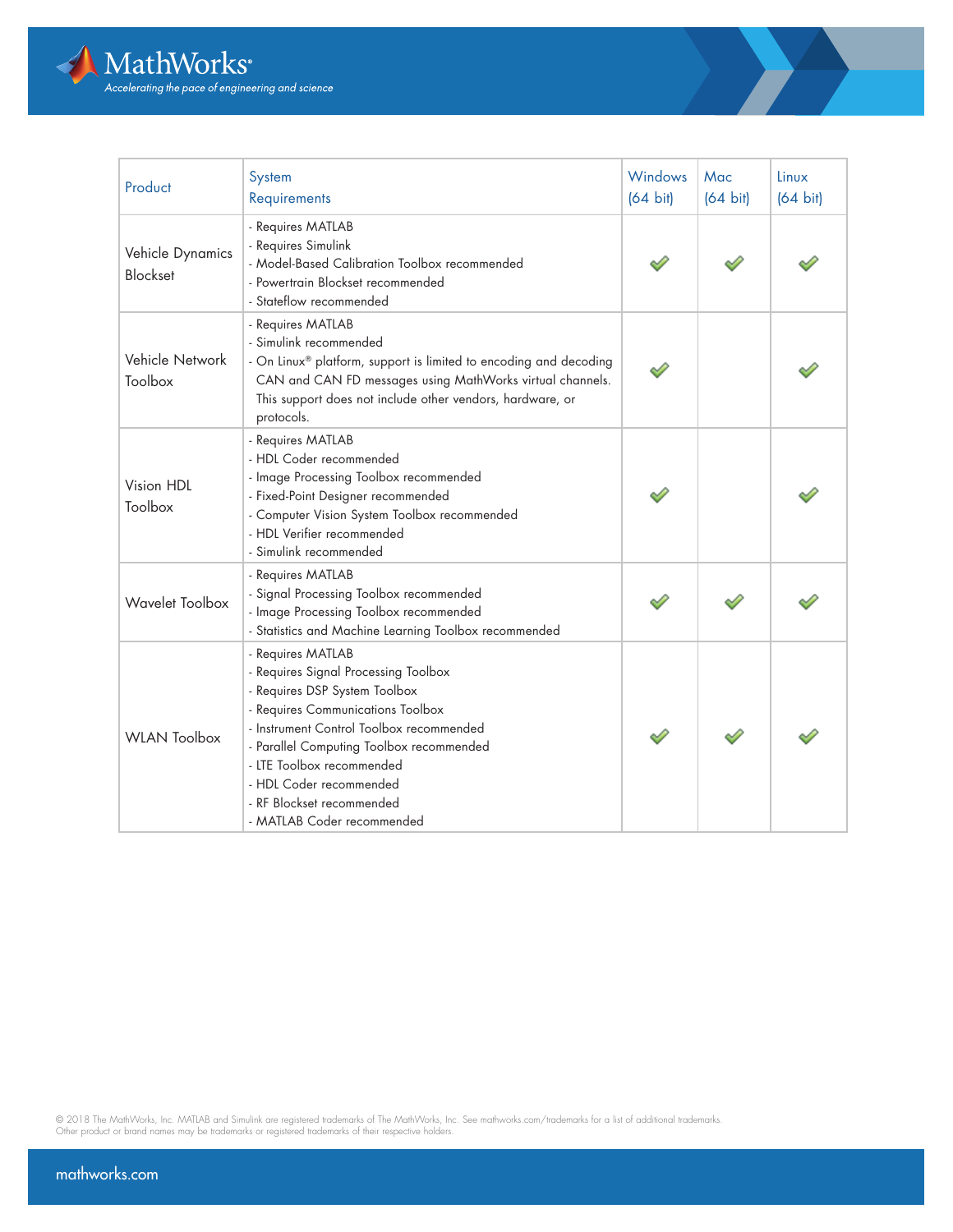| Product | System Requirements | Windows (64 bit) | Mac (64 bit) | Linux (64 bit) |
|---|---|---|---|---|
| Vehicle Dynamics Blockset | - Requires MATLAB<br>- Requires Simulink<br>- Model-Based Calibration Toolbox recommended<br>- Powertrain Blockset recommended<br>- Stateflow recommended | ✔ | ✔ | ✔ |
| Vehicle Network Toolbox | - Requires MATLAB<br>- Simulink recommended<br>- On Linux® platform, support is limited to encoding and decoding CAN and CAN FD messages using MathWorks virtual channels. This support does not include other vendors, hardware, or protocols. | ✔ | | ✔ |
| Vision HDL Toolbox | - Requires MATLAB<br>- HDL Coder recommended<br>- Image Processing Toolbox recommended<br>- Fixed-Point Designer recommended<br>- Computer Vision System Toolbox recommended<br>- HDL Verifier recommended<br>- Simulink recommended | ✔ | | ✔ |
| Wavelet Toolbox | - Requires MATLAB<br>- Signal Processing Toolbox recommended<br>- Image Processing Toolbox recommended<br>- Statistics and Machine Learning Toolbox recommended | ✔ | ✔ | ✔ |
| WLAN Toolbox | - Requires MATLAB<br>- Requires Signal Processing Toolbox<br>- Requires DSP System Toolbox<br>- Requires Communications Toolbox<br>- Instrument Control Toolbox recommended<br>- Parallel Computing Toolbox recommended<br>- LTE Toolbox recommended<br>- HDL Coder recommended<br>- RF Blockset recommended<br>- MATLAB Coder recommended | ✔ | ✔ | ✔ |

© 2018 The MathWorks, Inc. MATLAB and Simulink are registered trademarks of The MathWorks, Inc. See mathworks.com/trademarks for a list of additional trademarks. Other product or brand names may be trademarks or registered trademarks of their respective holders.